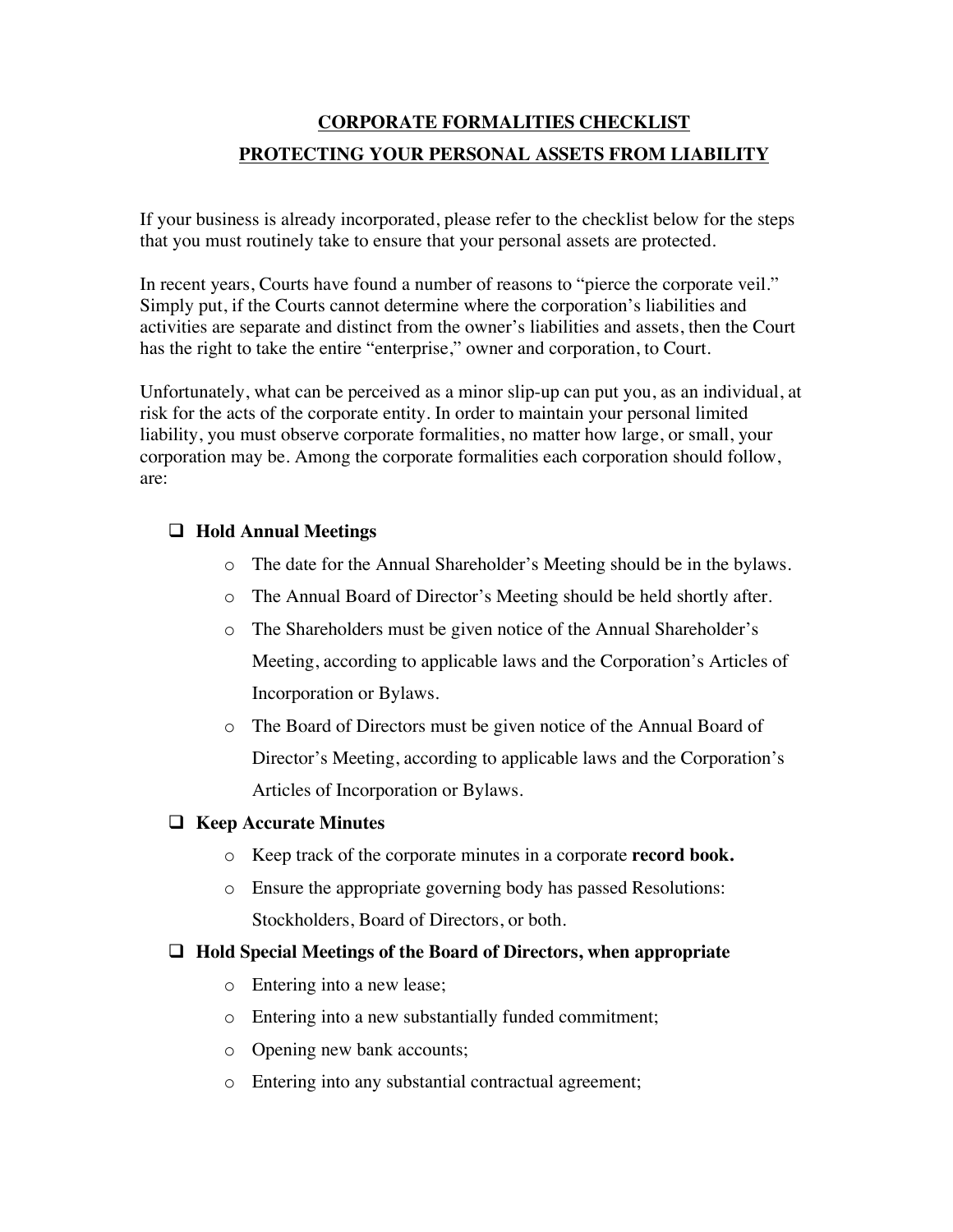# CORPORATE FORMALITIES CHECKLIST

## PROTECTING YOUR PERSONAL ASSETS FROM LIABILITY

If your business is already incorporated, please refer to the checklist below for the steps that you must routinely take to ensure that your personal assets are protected.

In recent years, Courts have found a number of reasons to "pierce the corporate veil." Simply put, if the Courts cannot determine where the corporation's liabilities and activities are separate and distinct from the owner's liabilities and assets, then the Court has the right to take the entire "enterprise," owner and corporation, to Court.

Unfortunately, what can be perceived as a minor slip-up can put you, as an individual, at risk for the acts of the corporate entity. In order to maintain your personal limited liability, you must observe corporate formalities, no matter how large, or small, your corporation may be. Among the corporate formalities each corporation should follow, are:

- [ ] **Hold Annual Meetings**
  - The date for the Annual Shareholder's Meeting should be in the bylaws.
  - The Annual Board of Director's Meeting should be held shortly after.
  - The Shareholders must be given notice of the Annual Shareholder's Meeting, according to applicable laws and the Corporation's Articles of Incorporation or Bylaws.
  - The Board of Directors must be given notice of the Annual Board of Director's Meeting, according to applicable laws and the Corporation's Articles of Incorporation or Bylaws.
- [ ] **Keep Accurate Minutes**
  - Keep track of the corporate minutes in a corporate **record book.**
  - Ensure the appropriate governing body has passed Resolutions: Stockholders, Board of Directors, or both.
- [ ] **Hold Special Meetings of the Board of Directors, when appropriate**
  - Entering into a new lease;
  - Entering into a new substantially funded commitment;
  - Opening new bank accounts;
  - Entering into any substantial contractual agreement;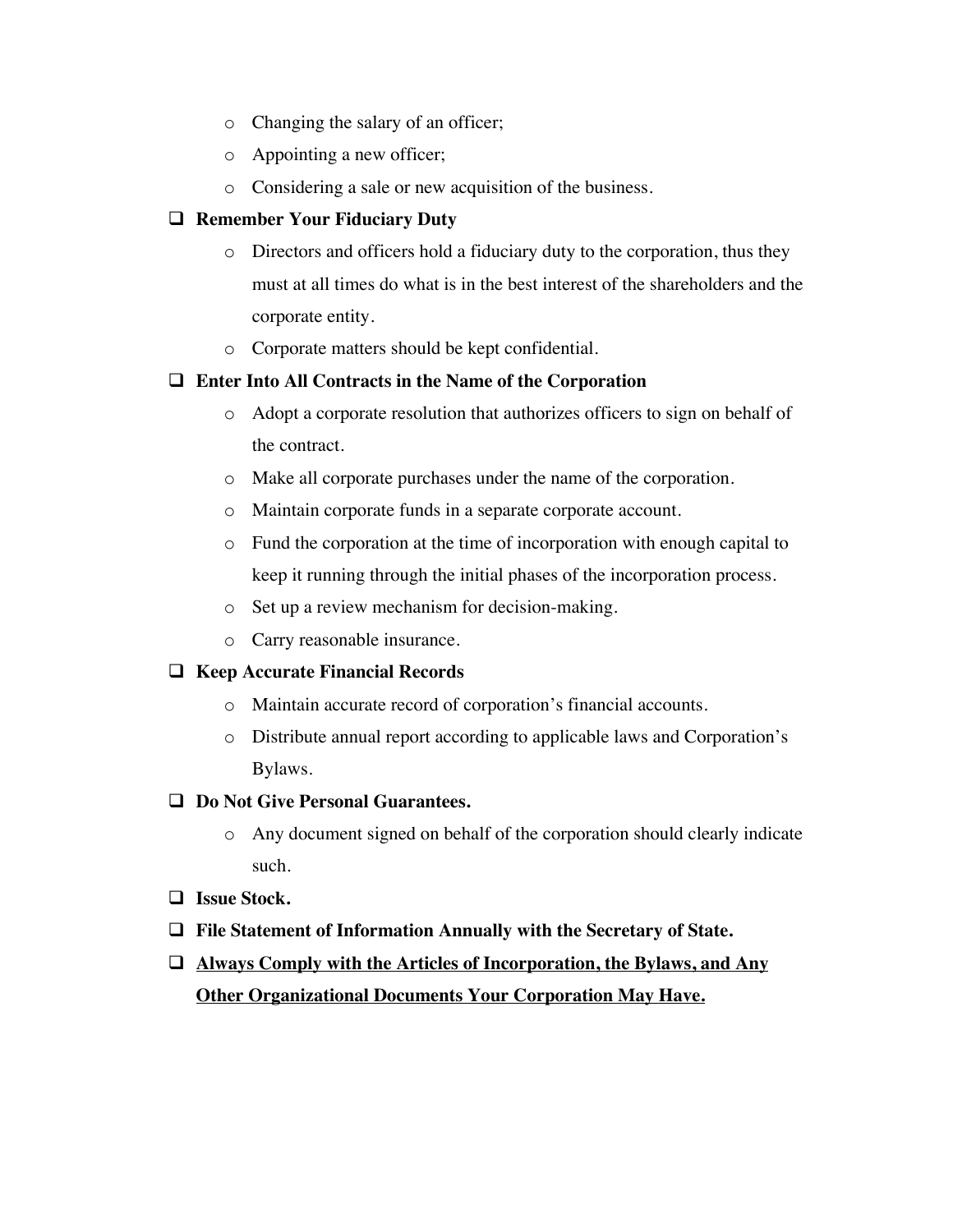- Changing the salary of an officer;
  - Appointing a new officer;
  - Considering a sale or new acquisition of the business.

- **Remember Your Fiduciary Duty**
  - Directors and officers hold a fiduciary duty to the corporation, thus they must at all times do what is in the best interest of the shareholders and the corporate entity.
  - Corporate matters should be kept confidential.

- **Enter Into All Contracts in the Name of the Corporation**
  - Adopt a corporate resolution that authorizes officers to sign on behalf of the contract.
  - Make all corporate purchases under the name of the corporation.
  - Maintain corporate funds in a separate corporate account.
  - Fund the corporation at the time of incorporation with enough capital to keep it running through the initial phases of the incorporation process.
  - Set up a review mechanism for decision-making.
  - Carry reasonable insurance.

- **Keep Accurate Financial Records**
  - Maintain accurate record of corporation's financial accounts.
  - Distribute annual report according to applicable laws and Corporation's Bylaws.

- **Do Not Give Personal Guarantees.**
  - Any document signed on behalf of the corporation should clearly indicate such.

- **Issue Stock.**

- **File Statement of Information Annually with the Secretary of State.**

- <u>**Always Comply with the Articles of Incorporation, the Bylaws, and Any Other Organizational Documents Your Corporation May Have.**</u>